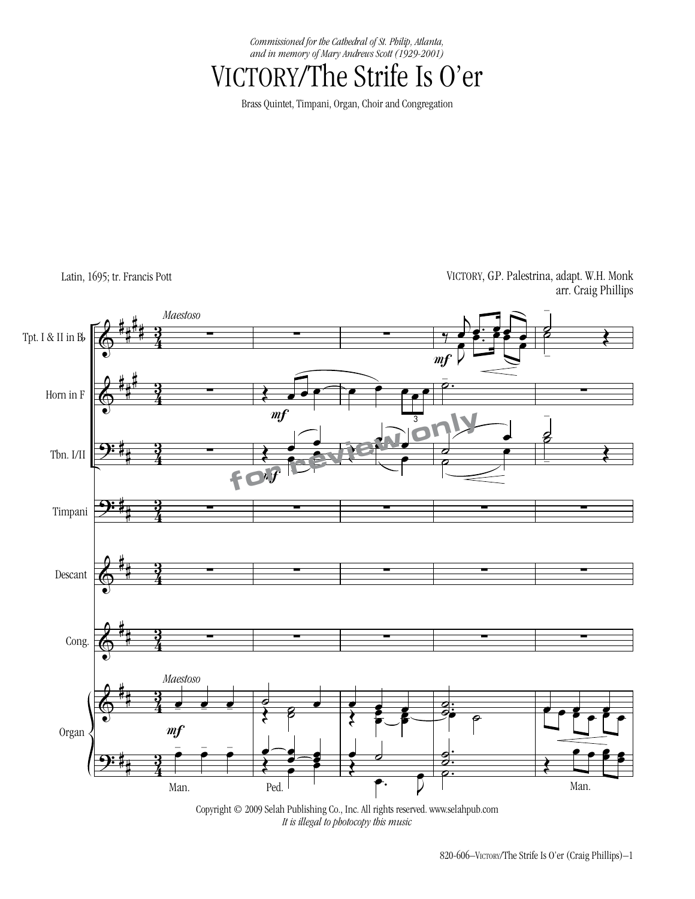*Commissioned for the Cathedral of St. Philip, Atlanta, and in memory of Mary Andrews Scott (1929-2001)*

# VICTORY/The Strife Is O'er

Brass Quintet, Timpani, Organ, Choir and Congregation

Latin, 1695; tr. Francis Pott

VICTORY, G.P. Palestrina, adapt. W.H. Monk
arr. Craig Phillips

*Maestoso*

Tpt. I & II in B♭

Horn in F

Tbn. I/II

Timpani

Descant

Cong.

Organ

Man. Ped. Man.

Copyright © 2009 Selah Publishing Co., Inc. All rights reserved. www.selahpub.com
*It is illegal to photocopy this music*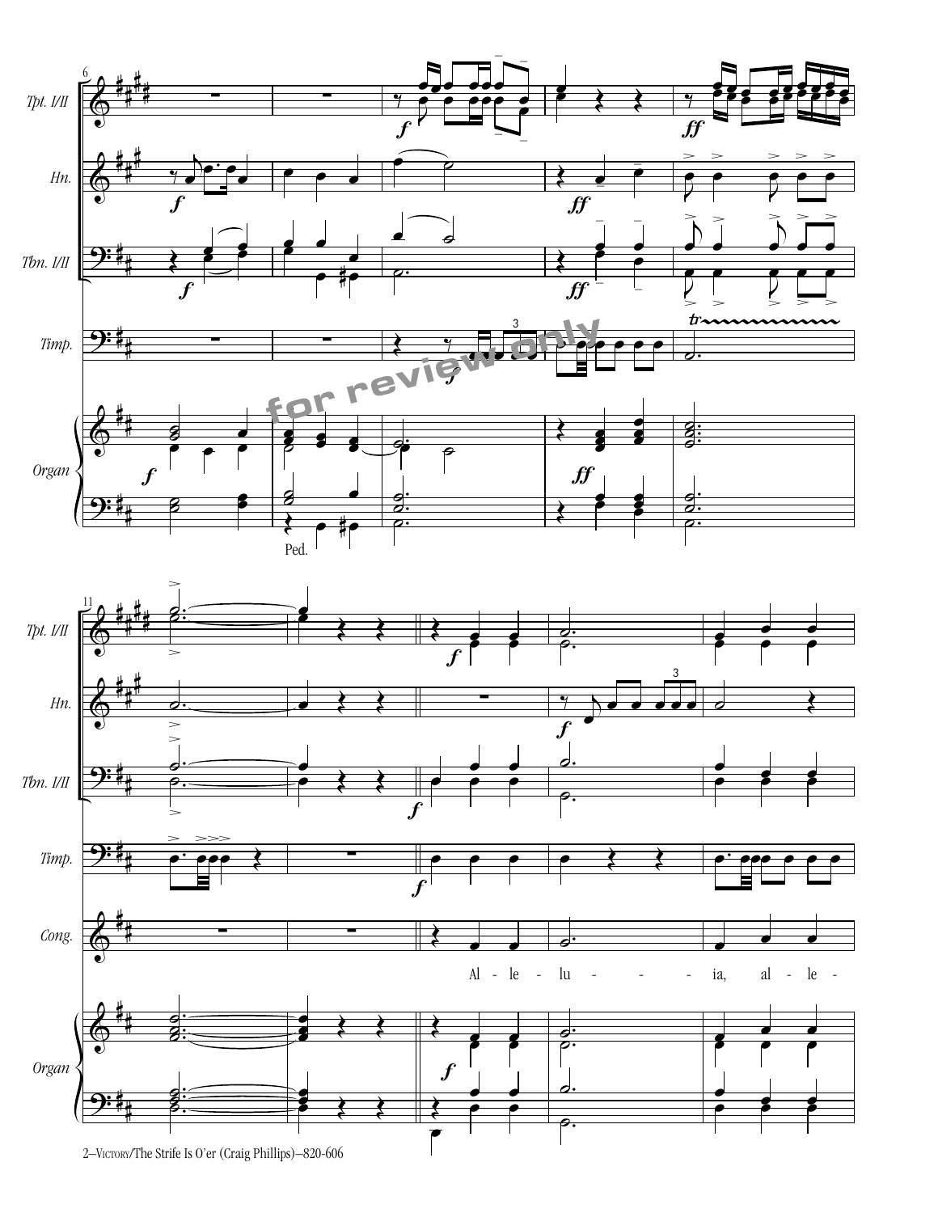Tpt. I/II

Hn.

Tbn. I/II

Timp.

Organ

Ped.

Cong.

Al - le - lu - ia, al - le -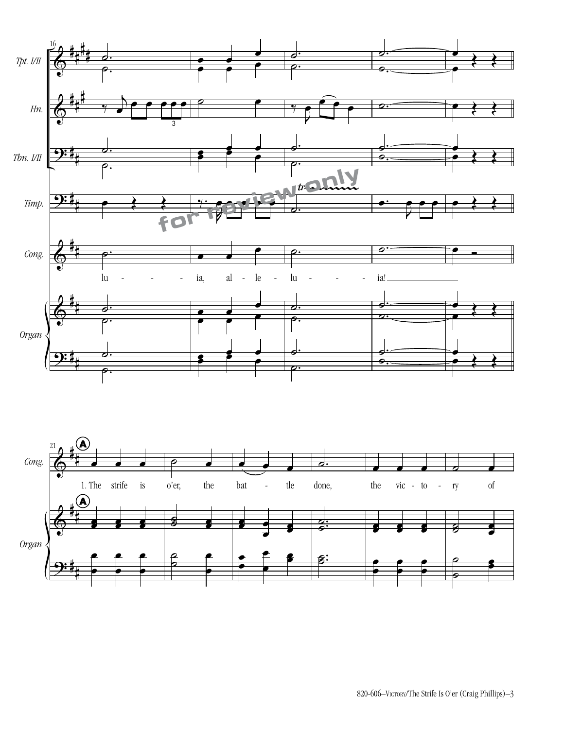*Tpt. I/II*

*Hn.*

*Tbn. I/II*

*Timp.*

*Cong.*

lu - - - ia, al - le - lu - - - ia!

*Organ*

**A**

*Cong.*

1. The strife is o'er, the bat - tle done, the vic - to - ry of

*Organ*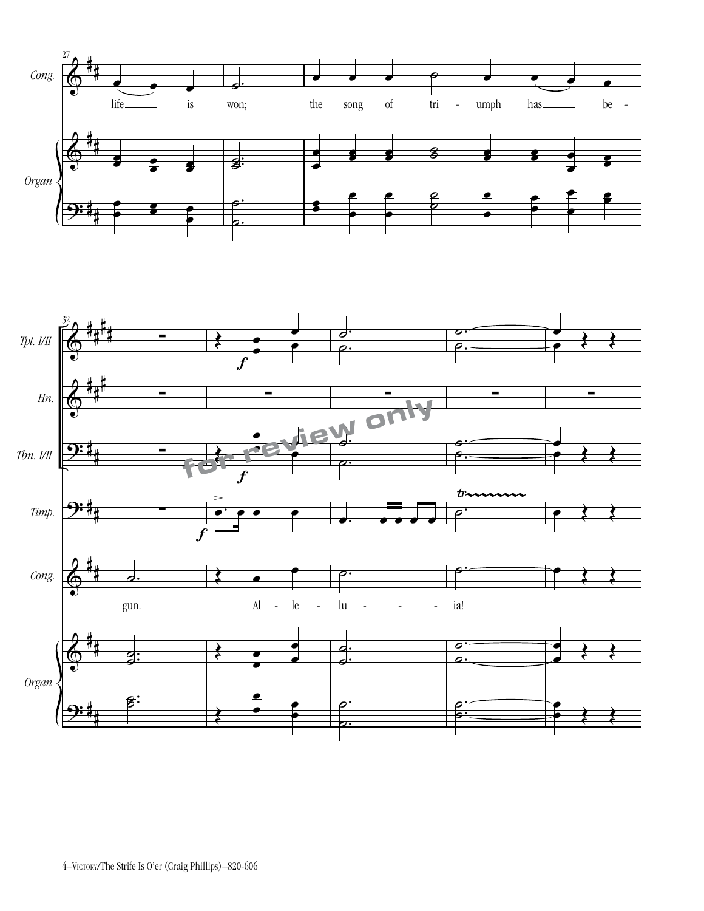27

Cong.

life is won; the song of triumph has be-

Organ

32

Tpt. I/II

Hn.

Tbn. I/II

Timp.

Cong.

gun. Al - le - lu - ia!

Organ

for review only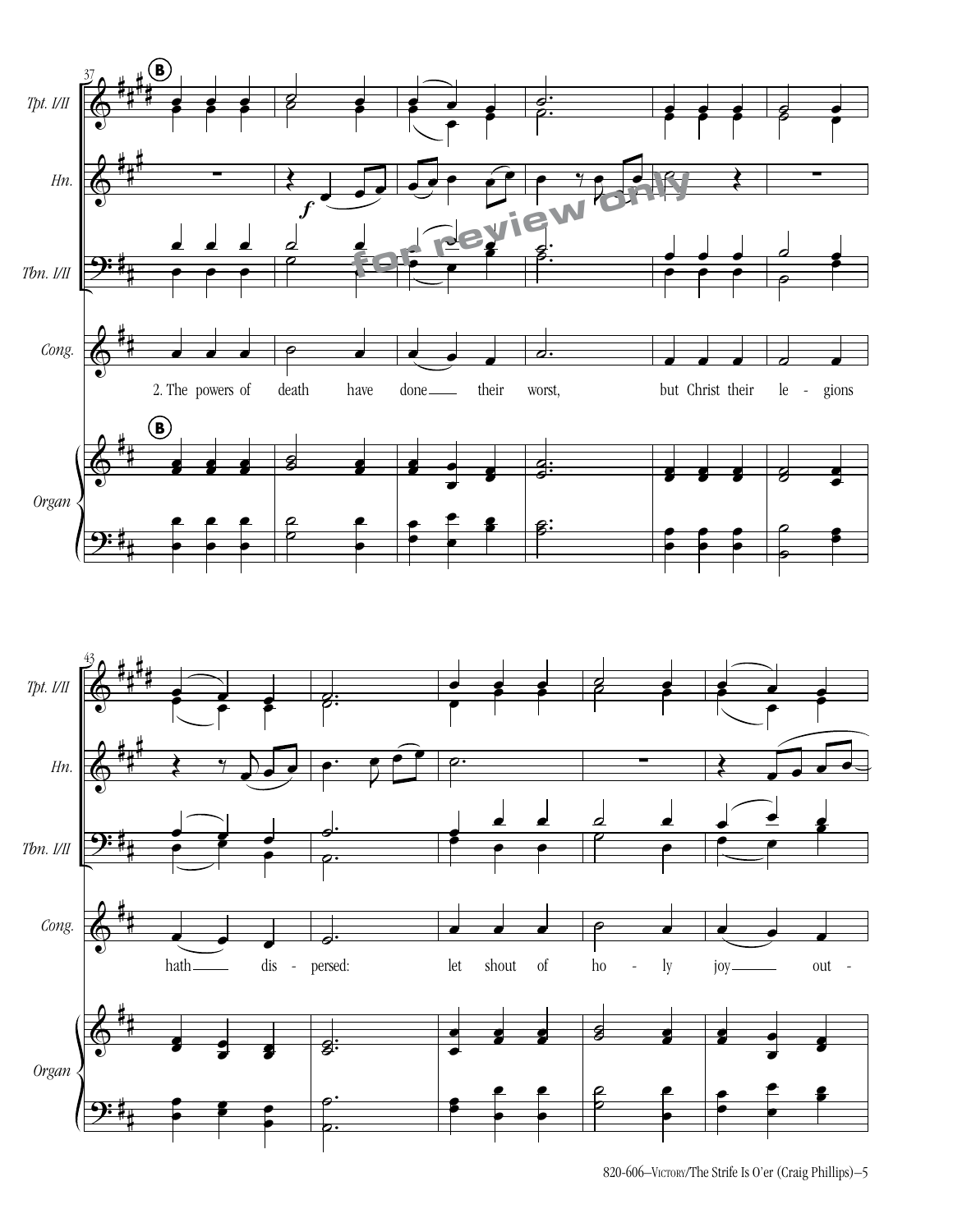2. The powers of death have done their worst, but Christ their legions hath dispersed: let shout of holy joy out-

820-606–VICTORY/The Strife Is O'er (Craig Phillips)–5